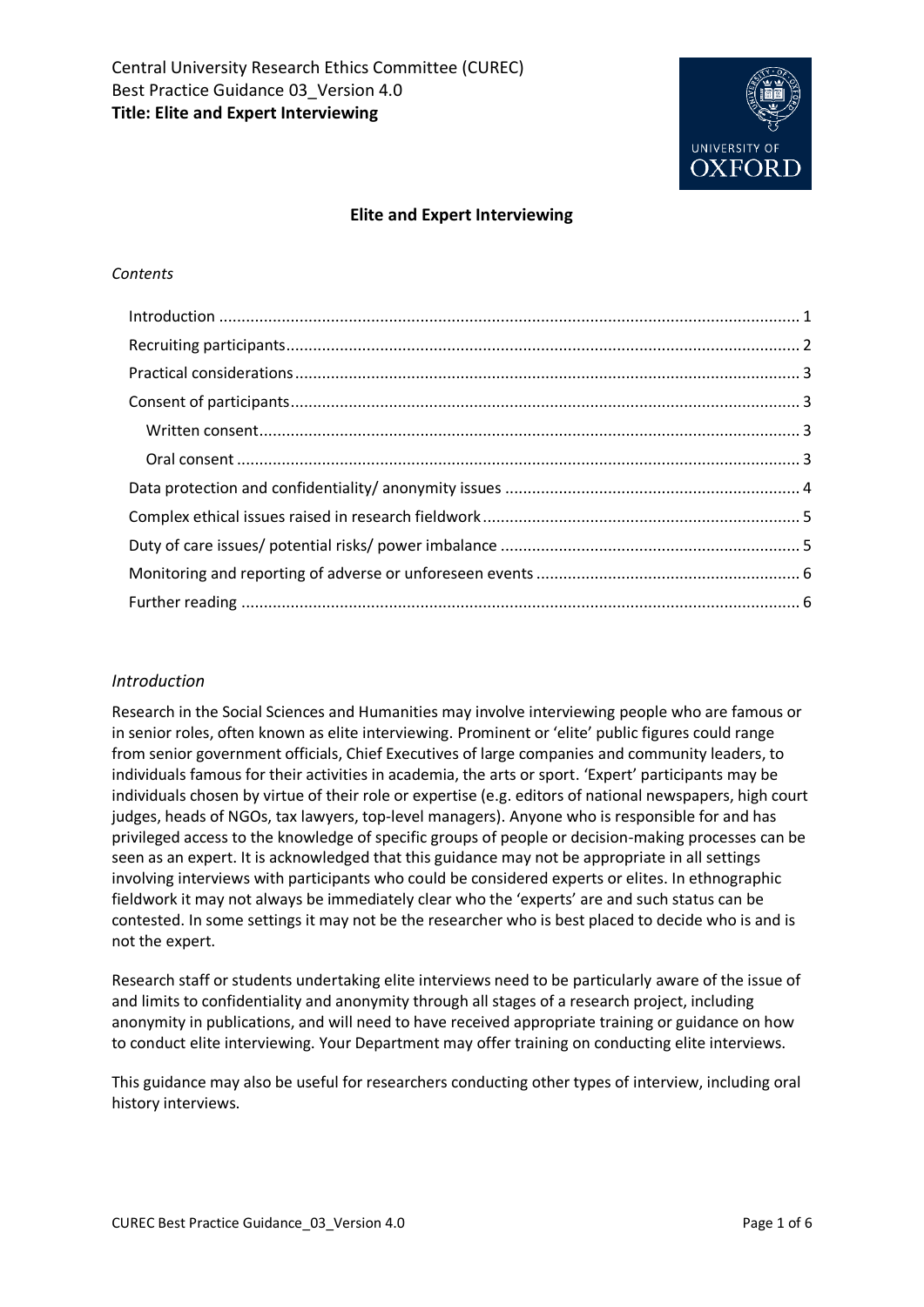Central University Research Ethics Committee (CUREC)
Best Practice Guidance 03_Version 4.0
**Title: Elite and Expert Interviewing**

# Elite and Expert Interviewing

*Contents*

- Introduction ........ 1
- Recruiting participants ........ 2
- Practical considerations ........ 3
- Consent of participants ........ 3
  - Written consent ........ 3
  - Oral consent ........ 3
- Data protection and confidentiality/ anonymity issues ........ 4
- Complex ethical issues raised in research fieldwork ........ 5
- Duty of care issues/ potential risks/ power imbalance ........ 5
- Monitoring and reporting of adverse or unforeseen events ........ 6
- Further reading ........ 6

## *Introduction*

Research in the Social Sciences and Humanities may involve interviewing people who are famous or in senior roles, often known as elite interviewing. Prominent or 'elite' public figures could range from senior government officials, Chief Executives of large companies and community leaders, to individuals famous for their activities in academia, the arts or sport. 'Expert' participants may be individuals chosen by virtue of their role or expertise (e.g. editors of national newspapers, high court judges, heads of NGOs, tax lawyers, top-level managers). Anyone who is responsible for and has privileged access to the knowledge of specific groups of people or decision-making processes can be seen as an expert. It is acknowledged that this guidance may not be appropriate in all settings involving interviews with participants who could be considered experts or elites. In ethnographic fieldwork it may not always be immediately clear who the 'experts' are and such status can be contested. In some settings it may not be the researcher who is best placed to decide who is and is not the expert.

Research staff or students undertaking elite interviews need to be particularly aware of the issue of and limits to confidentiality and anonymity through all stages of a research project, including anonymity in publications, and will need to have received appropriate training or guidance on how to conduct elite interviewing. Your Department may offer training on conducting elite interviews.

This guidance may also be useful for researchers conducting other types of interview, including oral history interviews.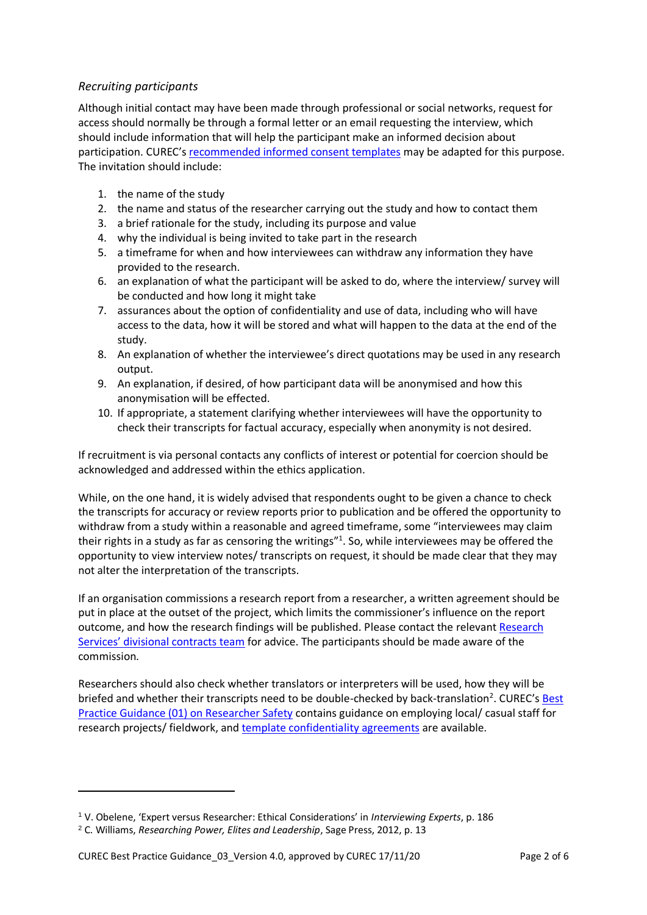### *Recruiting participants*

Although initial contact may have been made through professional or social networks, request for access should normally be through a formal letter or an email requesting the interview, which should include information that will help the participant make an informed decision about participation. CUREC's recommended informed consent templates may be adapted for this purpose. The invitation should include:

1. the name of the study
2. the name and status of the researcher carrying out the study and how to contact them
3. a brief rationale for the study, including its purpose and value
4. why the individual is being invited to take part in the research
5. a timeframe for when and how interviewees can withdraw any information they have provided to the research.
6. an explanation of what the participant will be asked to do, where the interview/ survey will be conducted and how long it might take
7. assurances about the option of confidentiality and use of data, including who will have access to the data, how it will be stored and what will happen to the data at the end of the study.
8. An explanation of whether the interviewee's direct quotations may be used in any research output.
9. An explanation, if desired, of how participant data will be anonymised and how this anonymisation will be effected.
10. If appropriate, a statement clarifying whether interviewees will have the opportunity to check their transcripts for factual accuracy, especially when anonymity is not desired.

If recruitment is via personal contacts any conflicts of interest or potential for coercion should be acknowledged and addressed within the ethics application.

While, on the one hand, it is widely advised that respondents ought to be given a chance to check the transcripts for accuracy or review reports prior to publication and be offered the opportunity to withdraw from a study within a reasonable and agreed timeframe, some "interviewees may claim their rights in a study as far as censoring the writings"[1]. So, while interviewees may be offered the opportunity to view interview notes/ transcripts on request, it should be made clear that they may not alter the interpretation of the transcripts.

If an organisation commissions a research report from a researcher, a written agreement should be put in place at the outset of the project, which limits the commissioner's influence on the report outcome, and how the research findings will be published. Please contact the relevant Research Services' divisional contracts team for advice. The participants should be made aware of the commission.

Researchers should also check whether translators or interpreters will be used, how they will be briefed and whether their transcripts need to be double-checked by back-translation[2]. CUREC's Best Practice Guidance (01) on Researcher Safety contains guidance on employing local/ casual staff for research projects/ fieldwork, and template confidentiality agreements are available.

---

[1] V. Obelene, 'Expert versus Researcher: Ethical Considerations' in *Interviewing Experts*, p. 186

[2] C. Williams, *Researching Power, Elites and Leadership*, Sage Press, 2012, p. 13

CUREC Best Practice Guidance_03_Version 4.0, approved by CUREC 17/11/20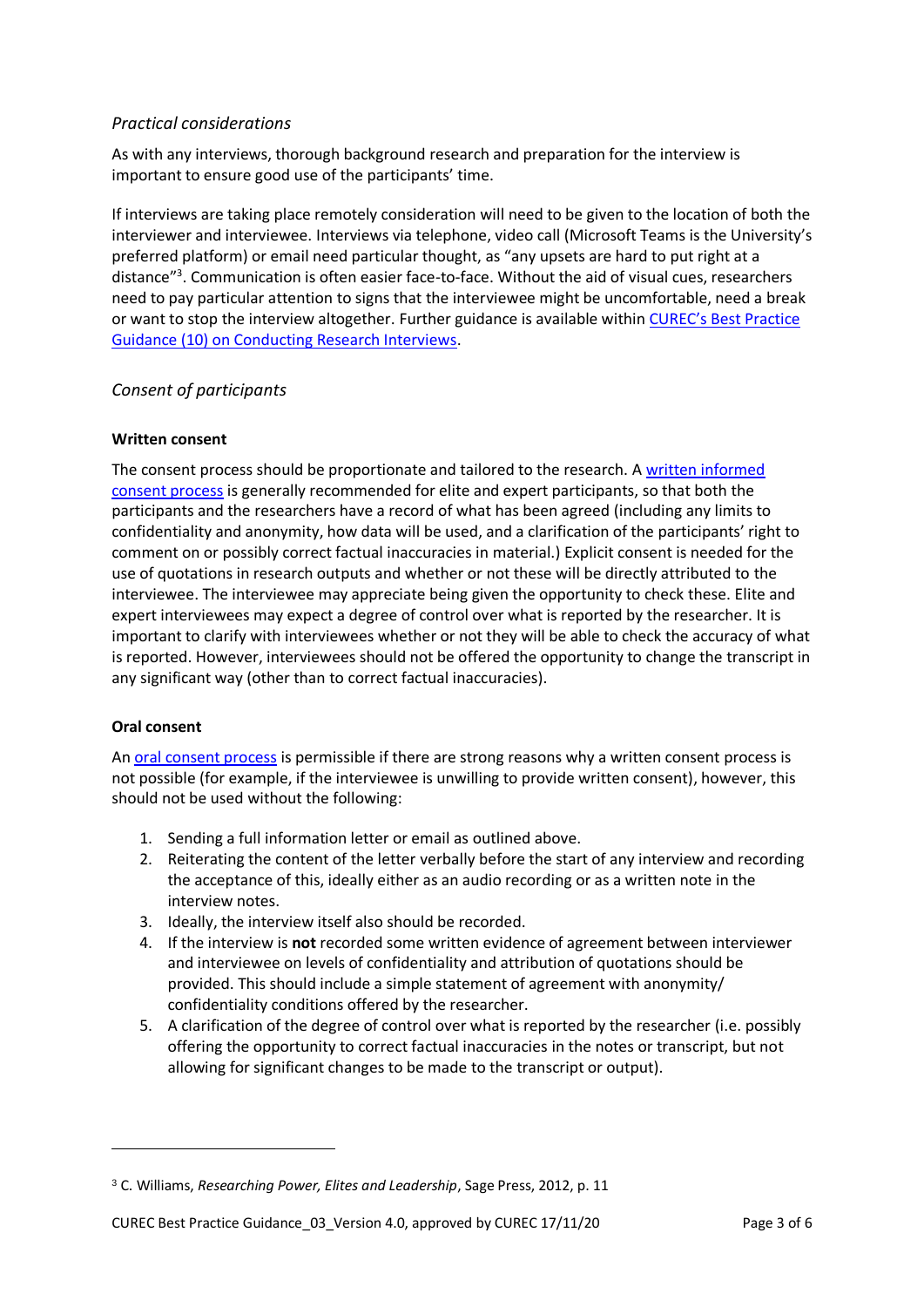### *Practical considerations*

As with any interviews, thorough background research and preparation for the interview is important to ensure good use of the participants' time.

If interviews are taking place remotely consideration will need to be given to the location of both the interviewer and interviewee. Interviews via telephone, video call (Microsoft Teams is the University's preferred platform) or email need particular thought, as "any upsets are hard to put right at a distance"[3]. Communication is often easier face-to-face. Without the aid of visual cues, researchers need to pay particular attention to signs that the interviewee might be uncomfortable, need a break or want to stop the interview altogether. Further guidance is available within CUREC's Best Practice Guidance (10) on Conducting Research Interviews.

### *Consent of participants*

**Written consent**

The consent process should be proportionate and tailored to the research. A written informed consent process is generally recommended for elite and expert participants, so that both the participants and the researchers have a record of what has been agreed (including any limits to confidentiality and anonymity, how data will be used, and a clarification of the participants' right to comment on or possibly correct factual inaccuracies in material.) Explicit consent is needed for the use of quotations in research outputs and whether or not these will be directly attributed to the interviewee. The interviewee may appreciate being given the opportunity to check these. Elite and expert interviewees may expect a degree of control over what is reported by the researcher. It is important to clarify with interviewees whether or not they will be able to check the accuracy of what is reported. However, interviewees should not be offered the opportunity to change the transcript in any significant way (other than to correct factual inaccuracies).

**Oral consent**

An oral consent process is permissible if there are strong reasons why a written consent process is not possible (for example, if the interviewee is unwilling to provide written consent), however, this should not be used without the following:

1. Sending a full information letter or email as outlined above.
2. Reiterating the content of the letter verbally before the start of any interview and recording the acceptance of this, ideally either as an audio recording or as a written note in the interview notes.
3. Ideally, the interview itself also should be recorded.
4. If the interview is **not** recorded some written evidence of agreement between interviewer and interviewee on levels of confidentiality and attribution of quotations should be provided. This should include a simple statement of agreement with anonymity/ confidentiality conditions offered by the researcher.
5. A clarification of the degree of control over what is reported by the researcher (i.e. possibly offering the opportunity to correct factual inaccuracies in the notes or transcript, but not allowing for significant changes to be made to the transcript or output).

---

[3] C. Williams, *Researching Power, Elites and Leadership*, Sage Press, 2012, p. 11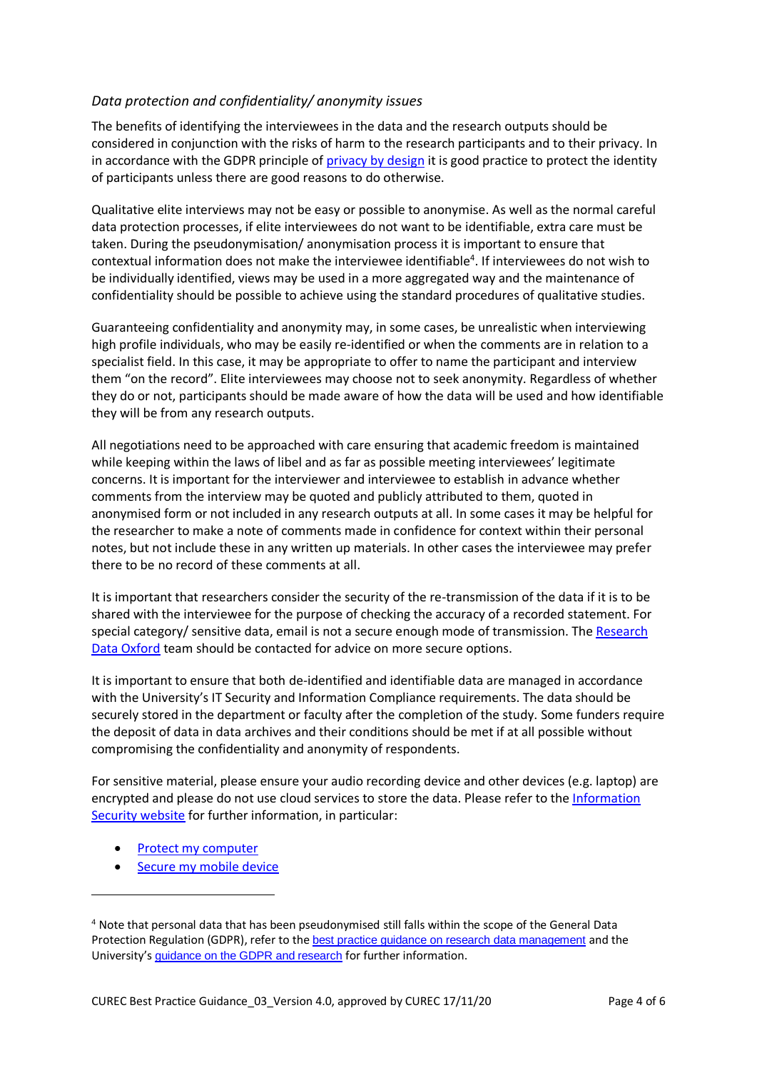*Data protection and confidentiality/ anonymity issues*

The benefits of identifying the interviewees in the data and the research outputs should be considered in conjunction with the risks of harm to the research participants and to their privacy. In in accordance with the GDPR principle of privacy by design it is good practice to protect the identity of participants unless there are good reasons to do otherwise.

Qualitative elite interviews may not be easy or possible to anonymise. As well as the normal careful data protection processes, if elite interviewees do not want to be identifiable, extra care must be taken. During the pseudonymisation/ anonymisation process it is important to ensure that contextual information does not make the interviewee identifiable[4]. If interviewees do not wish to be individually identified, views may be used in a more aggregated way and the maintenance of confidentiality should be possible to achieve using the standard procedures of qualitative studies.

Guaranteeing confidentiality and anonymity may, in some cases, be unrealistic when interviewing high profile individuals, who may be easily re-identified or when the comments are in relation to a specialist field. In this case, it may be appropriate to offer to name the participant and interview them "on the record". Elite interviewees may choose not to seek anonymity. Regardless of whether they do or not, participants should be made aware of how the data will be used and how identifiable they will be from any research outputs.

All negotiations need to be approached with care ensuring that academic freedom is maintained while keeping within the laws of libel and as far as possible meeting interviewees' legitimate concerns. It is important for the interviewer and interviewee to establish in advance whether comments from the interview may be quoted and publicly attributed to them, quoted in anonymised form or not included in any research outputs at all. In some cases it may be helpful for the researcher to make a note of comments made in confidence for context within their personal notes, but not include these in any written up materials. In other cases the interviewee may prefer there to be no record of these comments at all.

It is important that researchers consider the security of the re-transmission of the data if it is to be shared with the interviewee for the purpose of checking the accuracy of a recorded statement. For special category/ sensitive data, email is not a secure enough mode of transmission. The Research Data Oxford team should be contacted for advice on more secure options.

It is important to ensure that both de-identified and identifiable data are managed in accordance with the University's IT Security and Information Compliance requirements. The data should be securely stored in the department or faculty after the completion of the study. Some funders require the deposit of data in data archives and their conditions should be met if at all possible without compromising the confidentiality and anonymity of respondents.

For sensitive material, please ensure your audio recording device and other devices (e.g. laptop) are encrypted and please do not use cloud services to store the data. Please refer to the Information Security website for further information, in particular:

- Protect my computer
- Secure my mobile device

---

[4] Note that personal data that has been pseudonymised still falls within the scope of the General Data Protection Regulation (GDPR), refer to the best practice guidance on research data management and the University's guidance on the GDPR and research for further information.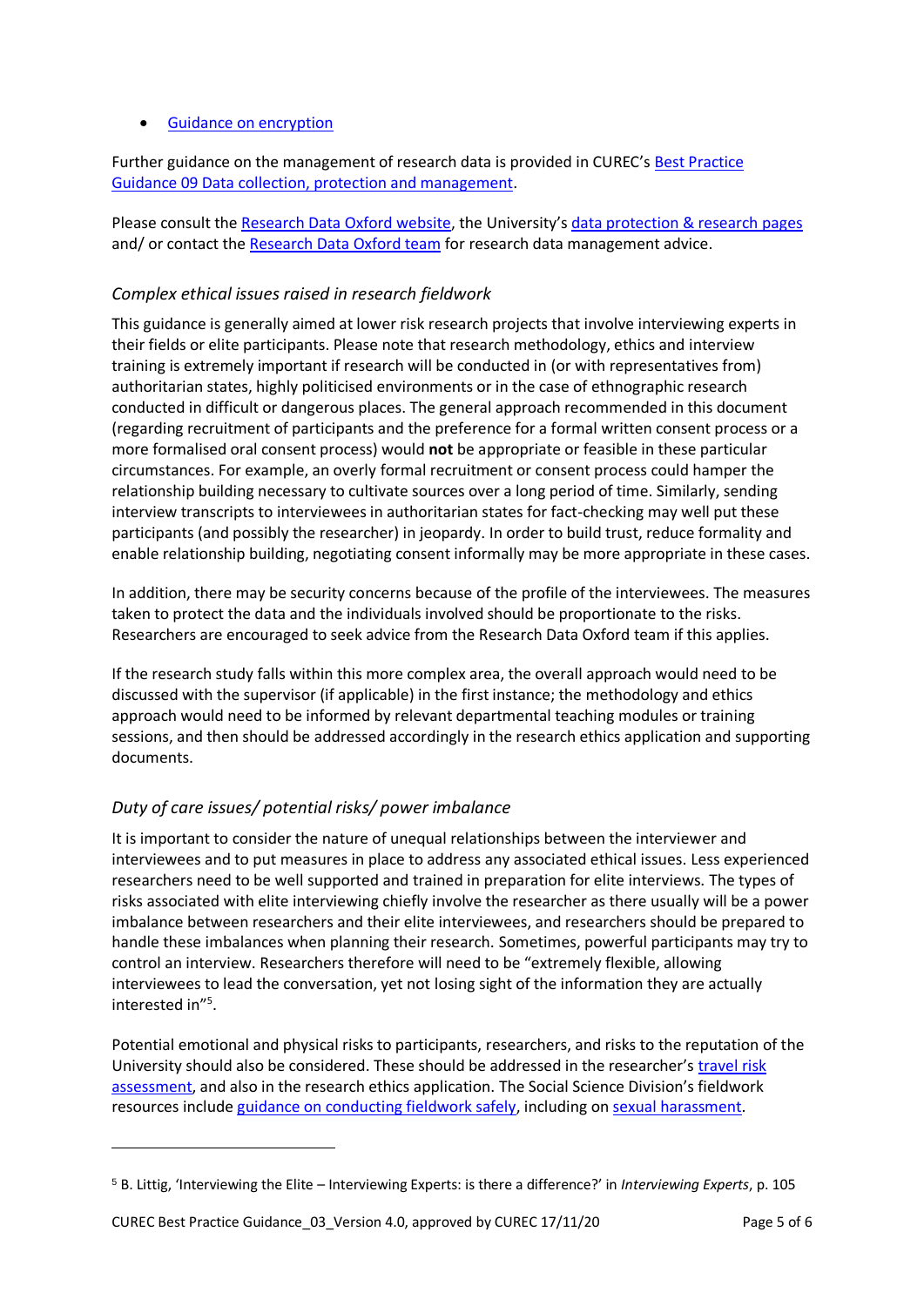- Guidance on encryption

Further guidance on the management of research data is provided in CUREC's Best Practice Guidance 09 Data collection, protection and management.

Please consult the Research Data Oxford website, the University's data protection & research pages and/ or contact the Research Data Oxford team for research data management advice.

### *Complex ethical issues raised in research fieldwork*

This guidance is generally aimed at lower risk research projects that involve interviewing experts in their fields or elite participants. Please note that research methodology, ethics and interview training is extremely important if research will be conducted in (or with representatives from) authoritarian states, highly politicised environments or in the case of ethnographic research conducted in difficult or dangerous places. The general approach recommended in this document (regarding recruitment of participants and the preference for a formal written consent process or a more formalised oral consent process) would **not** be appropriate or feasible in these particular circumstances. For example, an overly formal recruitment or consent process could hamper the relationship building necessary to cultivate sources over a long period of time. Similarly, sending interview transcripts to interviewees in authoritarian states for fact-checking may well put these participants (and possibly the researcher) in jeopardy. In order to build trust, reduce formality and enable relationship building, negotiating consent informally may be more appropriate in these cases.

In addition, there may be security concerns because of the profile of the interviewees. The measures taken to protect the data and the individuals involved should be proportionate to the risks. Researchers are encouraged to seek advice from the Research Data Oxford team if this applies.

If the research study falls within this more complex area, the overall approach would need to be discussed with the supervisor (if applicable) in the first instance; the methodology and ethics approach would need to be informed by relevant departmental teaching modules or training sessions, and then should be addressed accordingly in the research ethics application and supporting documents.

### *Duty of care issues/ potential risks/ power imbalance*

It is important to consider the nature of unequal relationships between the interviewer and interviewees and to put measures in place to address any associated ethical issues. Less experienced researchers need to be well supported and trained in preparation for elite interviews. The types of risks associated with elite interviewing chiefly involve the researcher as there usually will be a power imbalance between researchers and their elite interviewees, and researchers should be prepared to handle these imbalances when planning their research. Sometimes, powerful participants may try to control an interview. Researchers therefore will need to be "extremely flexible, allowing interviewees to lead the conversation, yet not losing sight of the information they are actually interested in"[5].

Potential emotional and physical risks to participants, researchers, and risks to the reputation of the University should also be considered. These should be addressed in the researcher's travel risk assessment, and also in the research ethics application. The Social Science Division's fieldwork resources include guidance on conducting fieldwork safely, including on sexual harassment.

---

[5] B. Littig, 'Interviewing the Elite – Interviewing Experts: is there a difference?' in *Interviewing Experts*, p. 105

CUREC Best Practice Guidance_03_Version 4.0, approved by CUREC 17/11/20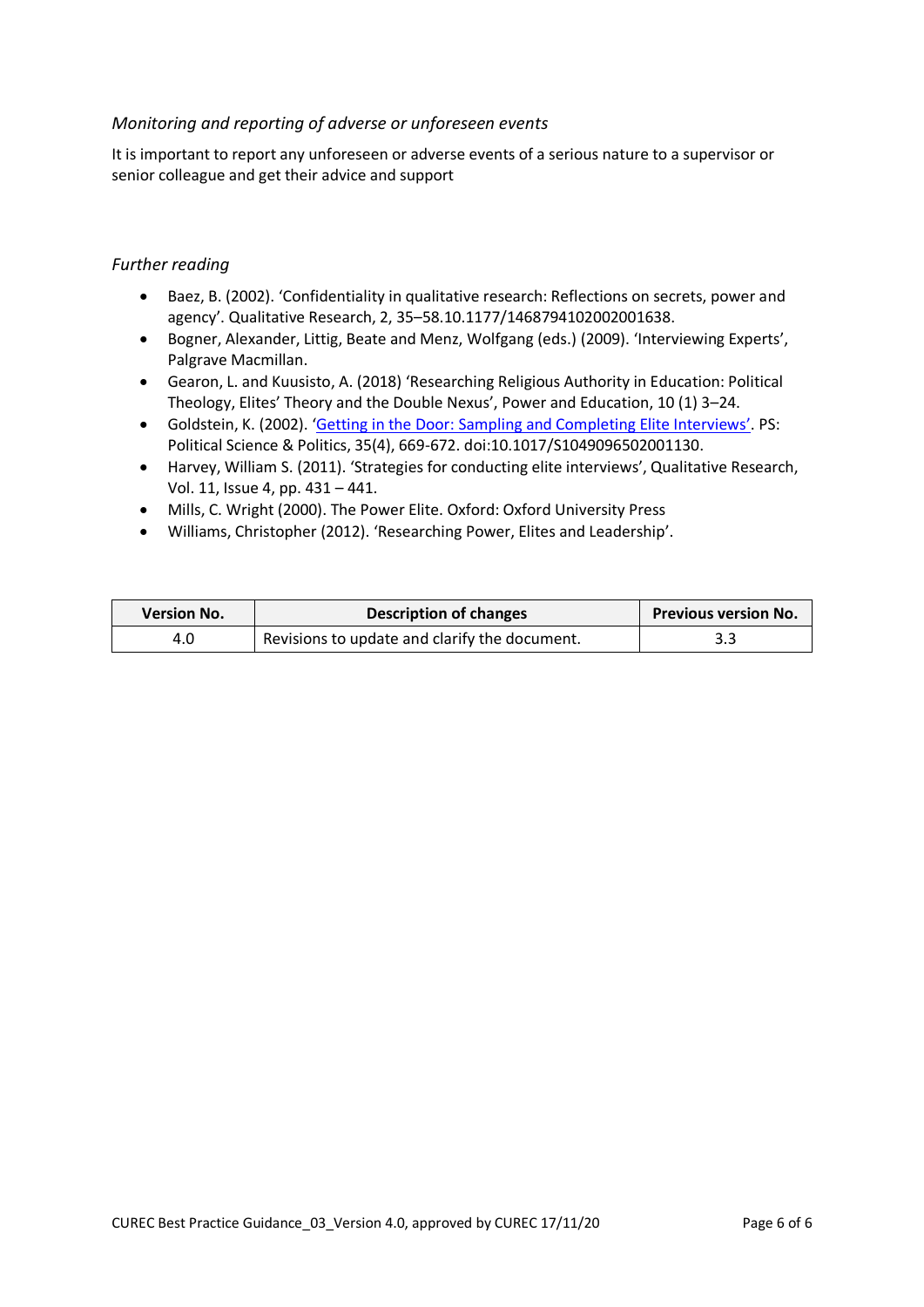*Monitoring and reporting of adverse or unforeseen events*

It is important to report any unforeseen or adverse events of a serious nature to a supervisor or senior colleague and get their advice and support

*Further reading*

- Baez, B. (2002). 'Confidentiality in qualitative research: Reflections on secrets, power and agency'. Qualitative Research, 2, 35–58.10.1177/1468794102002001638.
- Bogner, Alexander, Littig, Beate and Menz, Wolfgang (eds.) (2009). 'Interviewing Experts', Palgrave Macmillan.
- Gearon, L. and Kuusisto, A. (2018) 'Researching Religious Authority in Education: Political Theology, Elites' Theory and the Double Nexus', Power and Education, 10 (1) 3–24.
- Goldstein, K. (2002). 'Getting in the Door: Sampling and Completing Elite Interviews'. PS: Political Science & Politics, 35(4), 669-672. doi:10.1017/S1049096502001130.
- Harvey, William S. (2011). 'Strategies for conducting elite interviews', Qualitative Research, Vol. 11, Issue 4, pp. 431 – 441.
- Mills, C. Wright (2000). The Power Elite. Oxford: Oxford University Press
- Williams, Christopher (2012). 'Researching Power, Elites and Leadership'.

| Version No. | Description of changes | Previous version No. |
|---|---|---|
| 4.0 | Revisions to update and clarify the document. | 3.3 |

CUREC Best Practice Guidance_03_Version 4.0, approved by CUREC 17/11/20